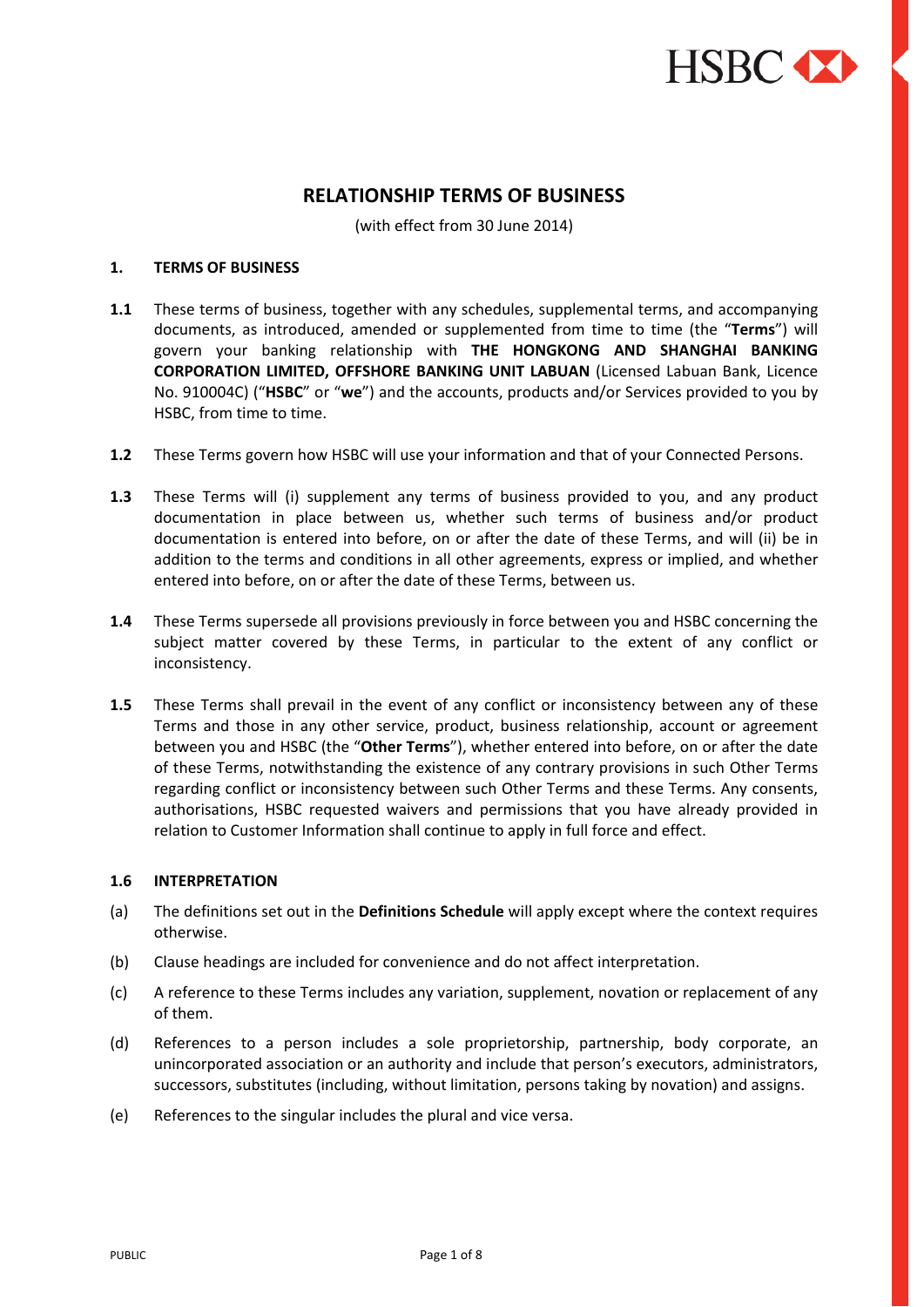# RELATIONSHIP TERMS OF BUSINESS

(with effect from 30 June 2014)

## 1. TERMS OF BUSINESS

**1.1** These terms of business, together with any schedules, supplemental terms, and accompanying documents, as introduced, amended or supplemented from time to time (the "**Terms**") will govern your banking relationship with **THE HONGKONG AND SHANGHAI BANKING CORPORATION LIMITED, OFFSHORE BANKING UNIT LABUAN** (Licensed Labuan Bank, Licence No. 910004C) ("**HSBC**" or "**we**") and the accounts, products and/or Services provided to you by HSBC, from time to time.

**1.2** These Terms govern how HSBC will use your information and that of your Connected Persons.

**1.3** These Terms will (i) supplement any terms of business provided to you, and any product documentation in place between us, whether such terms of business and/or product documentation is entered into before, on or after the date of these Terms, and will (ii) be in addition to the terms and conditions in all other agreements, express or implied, and whether entered into before, on or after the date of these Terms, between us.

**1.4** These Terms supersede all provisions previously in force between you and HSBC concerning the subject matter covered by these Terms, in particular to the extent of any conflict or inconsistency.

**1.5** These Terms shall prevail in the event of any conflict or inconsistency between any of these Terms and those in any other service, product, business relationship, account or agreement between you and HSBC (the "**Other Terms**"), whether entered into before, on or after the date of these Terms, notwithstanding the existence of any contrary provisions in such Other Terms regarding conflict or inconsistency between such Other Terms and these Terms. Any consents, authorisations, HSBC requested waivers and permissions that you have already provided in relation to Customer Information shall continue to apply in full force and effect.

### 1.6 INTERPRETATION

(a) The definitions set out in the **Definitions Schedule** will apply except where the context requires otherwise.

(b) Clause headings are included for convenience and do not affect interpretation.

(c) A reference to these Terms includes any variation, supplement, novation or replacement of any of them.

(d) References to a person includes a sole proprietorship, partnership, body corporate, an unincorporated association or an authority and include that person's executors, administrators, successors, substitutes (including, without limitation, persons taking by novation) and assigns.

(e) References to the singular includes the plural and vice versa.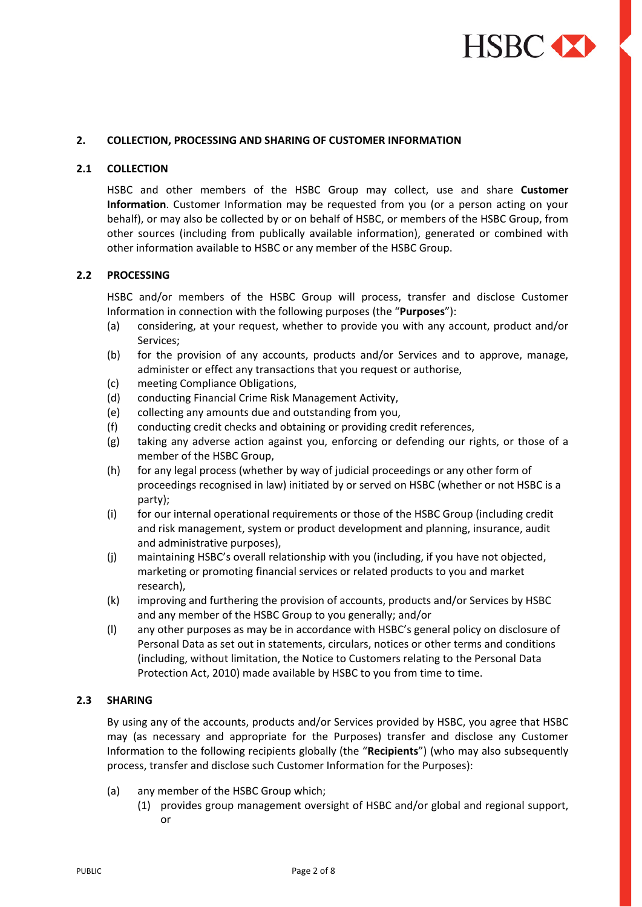## 2. COLLECTION, PROCESSING AND SHARING OF CUSTOMER INFORMATION

### 2.1 COLLECTION

HSBC and other members of the HSBC Group may collect, use and share **Customer Information**. Customer Information may be requested from you (or a person acting on your behalf), or may also be collected by or on behalf of HSBC, or members of the HSBC Group, from other sources (including from publically available information), generated or combined with other information available to HSBC or any member of the HSBC Group.

### 2.2 PROCESSING

HSBC and/or members of the HSBC Group will process, transfer and disclose Customer Information in connection with the following purposes (the "**Purposes**"):

(a) considering, at your request, whether to provide you with any account, product and/or Services;

(b) for the provision of any accounts, products and/or Services and to approve, manage, administer or effect any transactions that you request or authorise,

(c) meeting Compliance Obligations,

(d) conducting Financial Crime Risk Management Activity,

(e) collecting any amounts due and outstanding from you,

(f) conducting credit checks and obtaining or providing credit references,

(g) taking any adverse action against you, enforcing or defending our rights, or those of a member of the HSBC Group,

(h) for any legal process (whether by way of judicial proceedings or any other form of proceedings recognised in law) initiated by or served on HSBC (whether or not HSBC is a party);

(i) for our internal operational requirements or those of the HSBC Group (including credit and risk management, system or product development and planning, insurance, audit and administrative purposes),

(j) maintaining HSBC's overall relationship with you (including, if you have not objected, marketing or promoting financial services or related products to you and market research),

(k) improving and furthering the provision of accounts, products and/or Services by HSBC and any member of the HSBC Group to you generally; and/or

(l) any other purposes as may be in accordance with HSBC's general policy on disclosure of Personal Data as set out in statements, circulars, notices or other terms and conditions (including, without limitation, the Notice to Customers relating to the Personal Data Protection Act, 2010) made available by HSBC to you from time to time.

### 2.3 SHARING

By using any of the accounts, products and/or Services provided by HSBC, you agree that HSBC may (as necessary and appropriate for the Purposes) transfer and disclose any Customer Information to the following recipients globally (the "**Recipients**") (who may also subsequently process, transfer and disclose such Customer Information for the Purposes):

(a) any member of the HSBC Group which;

  (1) provides group management oversight of HSBC and/or global and regional support, or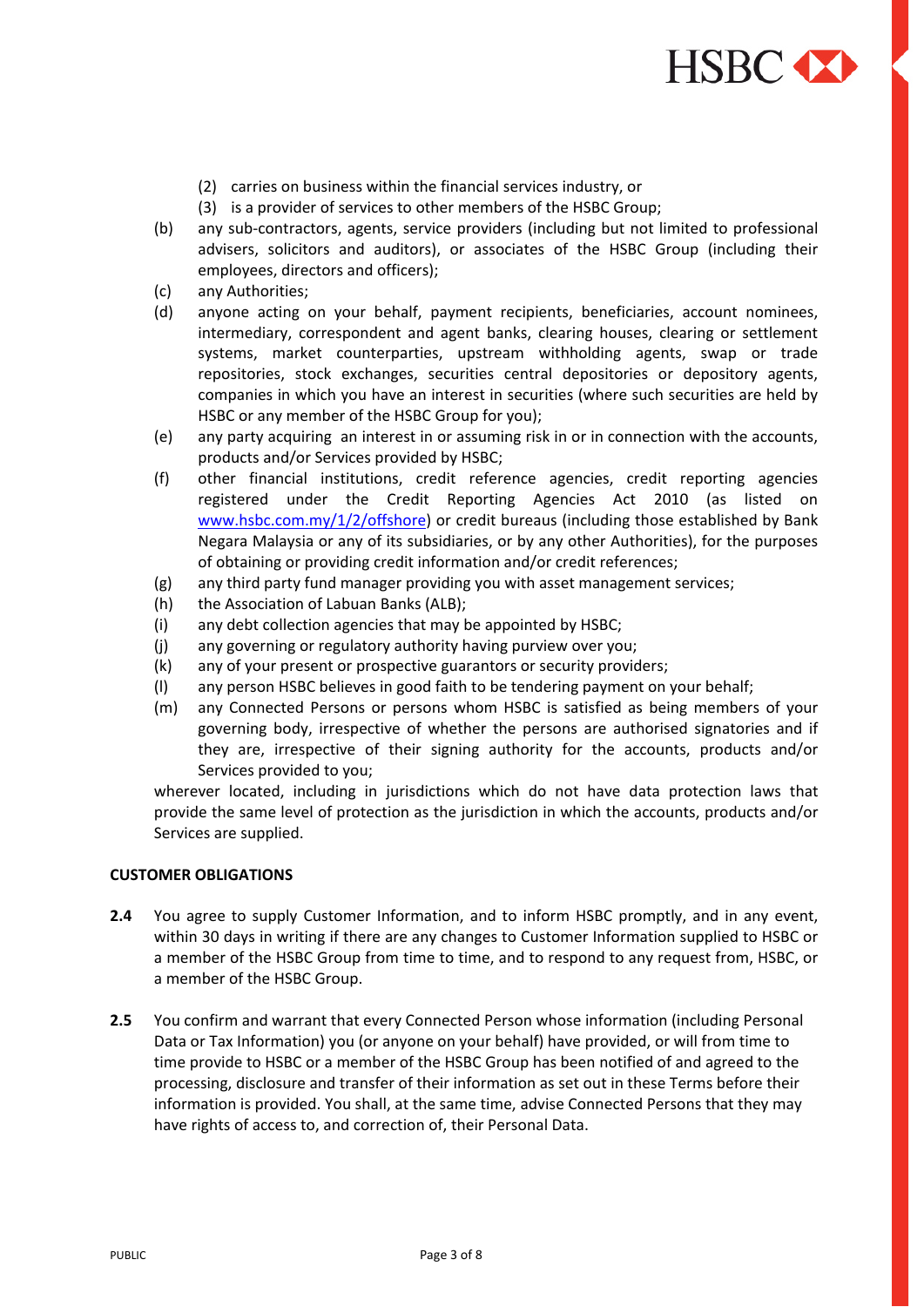(2) carries on business within the financial services industry, or
   (3) is a provider of services to other members of the HSBC Group;

(b) any sub-contractors, agents, service providers (including but not limited to professional advisers, solicitors and auditors), or associates of the HSBC Group (including their employees, directors and officers);

(c) any Authorities;

(d) anyone acting on your behalf, payment recipients, beneficiaries, account nominees, intermediary, correspondent and agent banks, clearing houses, clearing or settlement systems, market counterparties, upstream withholding agents, swap or trade repositories, stock exchanges, securities central depositories or depository agents, companies in which you have an interest in securities (where such securities are held by HSBC or any member of the HSBC Group for you);

(e) any party acquiring an interest in or assuming risk in or in connection with the accounts, products and/or Services provided by HSBC;

(f) other financial institutions, credit reference agencies, credit reporting agencies registered under the Credit Reporting Agencies Act 2010 (as listed on [www.hsbc.com.my/1/2/offshore](www.hsbc.com.my/1/2/offshore)) or credit bureaus (including those established by Bank Negara Malaysia or any of its subsidiaries, or by any other Authorities), for the purposes of obtaining or providing credit information and/or credit references;

(g) any third party fund manager providing you with asset management services;

(h) the Association of Labuan Banks (ALB);

(i) any debt collection agencies that may be appointed by HSBC;

(j) any governing or regulatory authority having purview over you;

(k) any of your present or prospective guarantors or security providers;

(l) any person HSBC believes in good faith to be tendering payment on your behalf;

(m) any Connected Persons or persons whom HSBC is satisfied as being members of your governing body, irrespective of whether the persons are authorised signatories and if they are, irrespective of their signing authority for the accounts, products and/or Services provided to you;

wherever located, including in jurisdictions which do not have data protection laws that provide the same level of protection as the jurisdiction in which the accounts, products and/or Services are supplied.

**CUSTOMER OBLIGATIONS**

**2.4** You agree to supply Customer Information, and to inform HSBC promptly, and in any event, within 30 days in writing if there are any changes to Customer Information supplied to HSBC or a member of the HSBC Group from time to time, and to respond to any request from, HSBC, or a member of the HSBC Group.

**2.5** You confirm and warrant that every Connected Person whose information (including Personal Data or Tax Information) you (or anyone on your behalf) have provided, or will from time to time provide to HSBC or a member of the HSBC Group has been notified of and agreed to the processing, disclosure and transfer of their information as set out in these Terms before their information is provided. You shall, at the same time, advise Connected Persons that they may have rights of access to, and correction of, their Personal Data.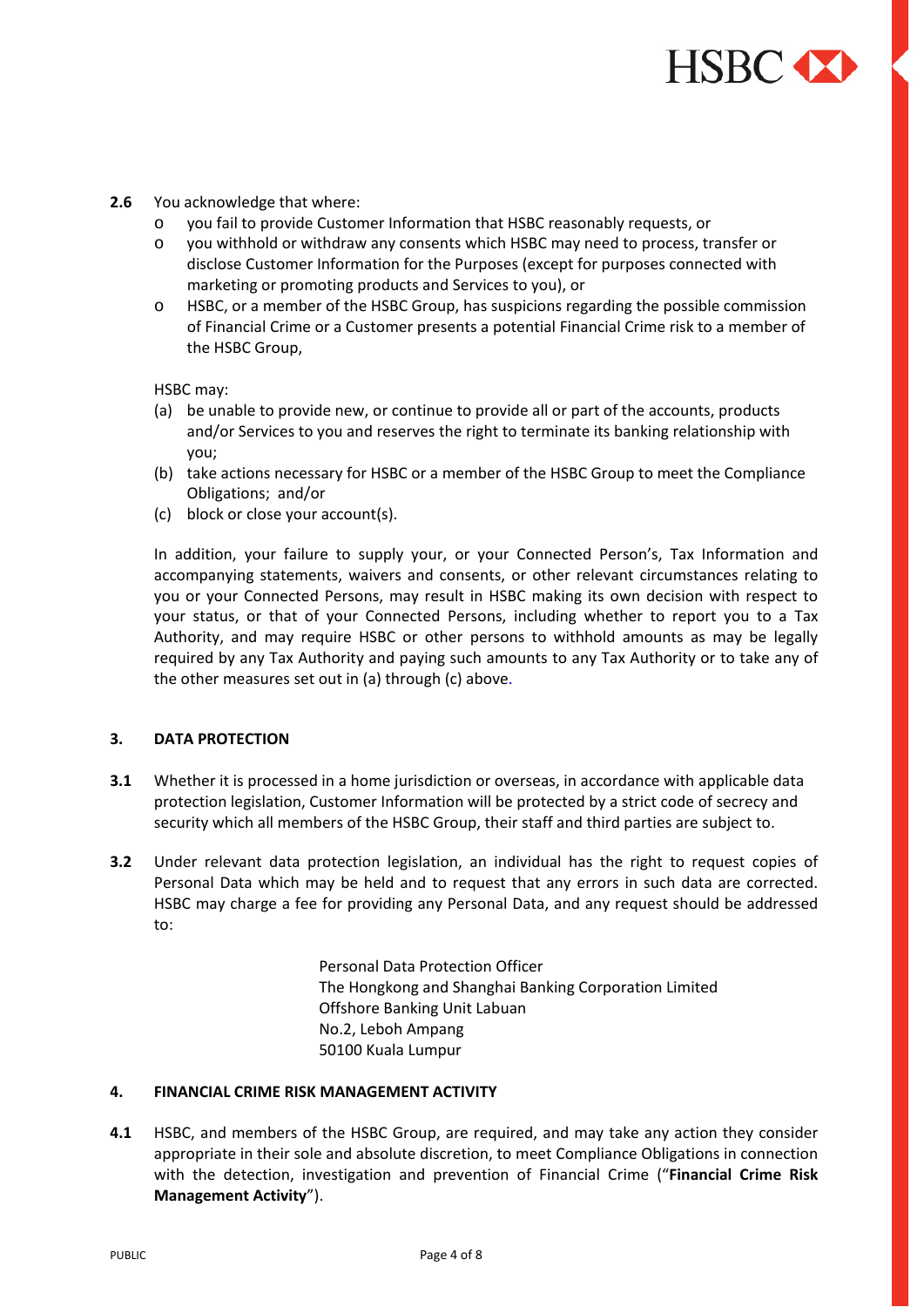**2.6** You acknowledge that where:

- you fail to provide Customer Information that HSBC reasonably requests, or
- you withhold or withdraw any consents which HSBC may need to process, transfer or disclose Customer Information for the Purposes (except for purposes connected with marketing or promoting products and Services to you), or
- HSBC, or a member of the HSBC Group, has suspicions regarding the possible commission of Financial Crime or a Customer presents a potential Financial Crime risk to a member of the HSBC Group,

HSBC may:

(a) be unable to provide new, or continue to provide all or part of the accounts, products and/or Services to you and reserves the right to terminate its banking relationship with you;

(b) take actions necessary for HSBC or a member of the HSBC Group to meet the Compliance Obligations; and/or

(c) block or close your account(s).

In addition, your failure to supply your, or your Connected Person's, Tax Information and accompanying statements, waivers and consents, or other relevant circumstances relating to you or your Connected Persons, may result in HSBC making its own decision with respect to your status, or that of your Connected Persons, including whether to report you to a Tax Authority, and may require HSBC or other persons to withhold amounts as may be legally required by any Tax Authority and paying such amounts to any Tax Authority or to take any of the other measures set out in (a) through (c) above.

## 3. DATA PROTECTION

**3.1** Whether it is processed in a home jurisdiction or overseas, in accordance with applicable data protection legislation, Customer Information will be protected by a strict code of secrecy and security which all members of the HSBC Group, their staff and third parties are subject to.

**3.2** Under relevant data protection legislation, an individual has the right to request copies of Personal Data which may be held and to request that any errors in such data are corrected. HSBC may charge a fee for providing any Personal Data, and any request should be addressed to:

Personal Data Protection Officer
The Hongkong and Shanghai Banking Corporation Limited
Offshore Banking Unit Labuan
No.2, Leboh Ampang
50100 Kuala Lumpur

## 4. FINANCIAL CRIME RISK MANAGEMENT ACTIVITY

**4.1** HSBC, and members of the HSBC Group, are required, and may take any action they consider appropriate in their sole and absolute discretion, to meet Compliance Obligations in connection with the detection, investigation and prevention of Financial Crime ("**Financial Crime Risk Management Activity**").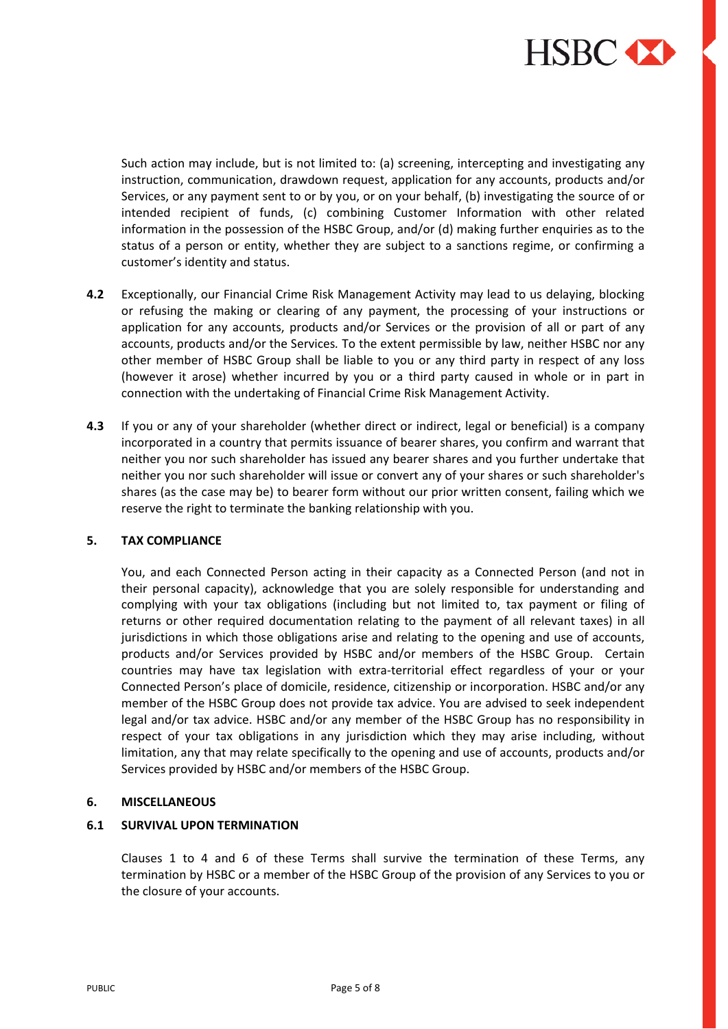Such action may include, but is not limited to: (a) screening, intercepting and investigating any instruction, communication, drawdown request, application for any accounts, products and/or Services, or any payment sent to or by you, or on your behalf, (b) investigating the source of or intended recipient of funds, (c) combining Customer Information with other related information in the possession of the HSBC Group, and/or (d) making further enquiries as to the status of a person or entity, whether they are subject to a sanctions regime, or confirming a customer's identity and status.

**4.2** Exceptionally, our Financial Crime Risk Management Activity may lead to us delaying, blocking or refusing the making or clearing of any payment, the processing of your instructions or application for any accounts, products and/or Services or the provision of all or part of any accounts, products and/or the Services. To the extent permissible by law, neither HSBC nor any other member of HSBC Group shall be liable to you or any third party in respect of any loss (however it arose) whether incurred by you or a third party caused in whole or in part in connection with the undertaking of Financial Crime Risk Management Activity.

**4.3** If you or any of your shareholder (whether direct or indirect, legal or beneficial) is a company incorporated in a country that permits issuance of bearer shares, you confirm and warrant that neither you nor such shareholder has issued any bearer shares and you further undertake that neither you nor such shareholder will issue or convert any of your shares or such shareholder's shares (as the case may be) to bearer form without our prior written consent, failing which we reserve the right to terminate the banking relationship with you.

## 5. TAX COMPLIANCE

You, and each Connected Person acting in their capacity as a Connected Person (and not in their personal capacity), acknowledge that you are solely responsible for understanding and complying with your tax obligations (including but not limited to, tax payment or filing of returns or other required documentation relating to the payment of all relevant taxes) in all jurisdictions in which those obligations arise and relating to the opening and use of accounts, products and/or Services provided by HSBC and/or members of the HSBC Group. Certain countries may have tax legislation with extra-territorial effect regardless of your or your Connected Person's place of domicile, residence, citizenship or incorporation. HSBC and/or any member of the HSBC Group does not provide tax advice. You are advised to seek independent legal and/or tax advice. HSBC and/or any member of the HSBC Group has no responsibility in respect of your tax obligations in any jurisdiction which they may arise including, without limitation, any that may relate specifically to the opening and use of accounts, products and/or Services provided by HSBC and/or members of the HSBC Group.

## 6. MISCELLANEOUS

### 6.1 SURVIVAL UPON TERMINATION

Clauses 1 to 4 and 6 of these Terms shall survive the termination of these Terms, any termination by HSBC or a member of the HSBC Group of the provision of any Services to you or the closure of your accounts.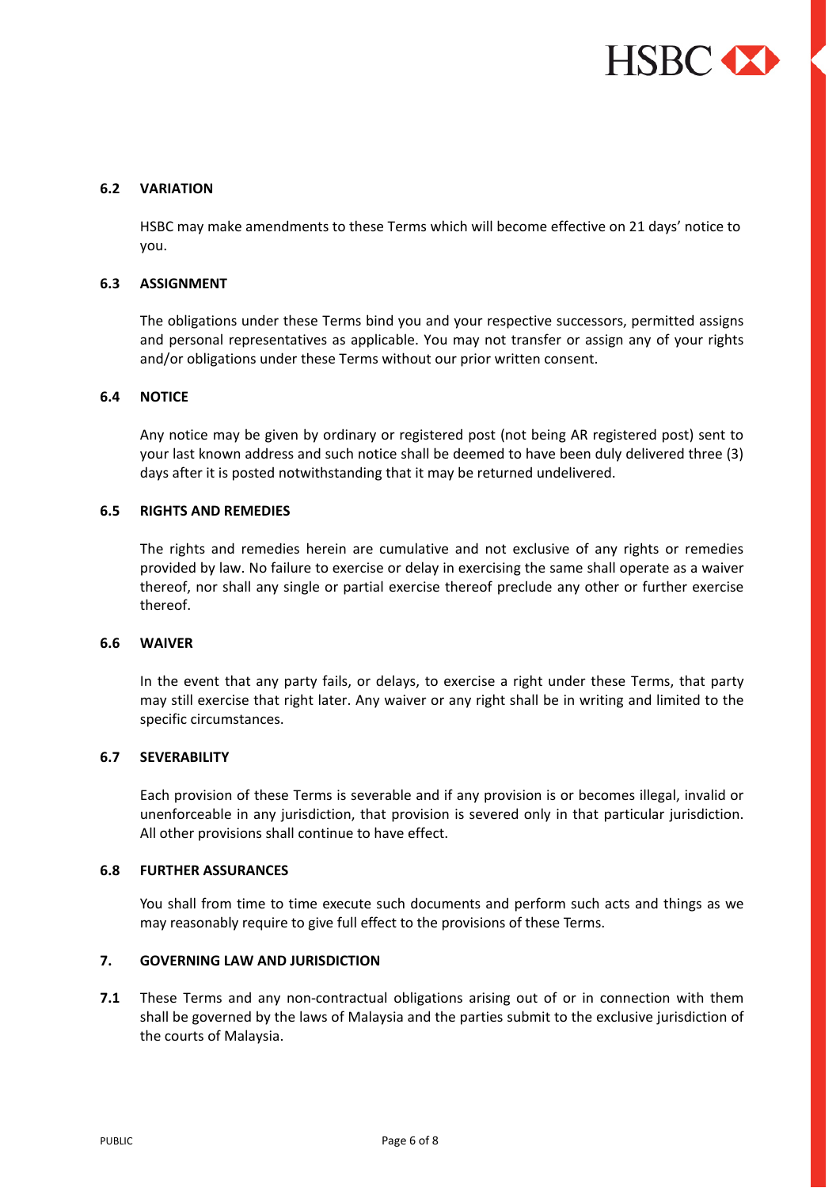### 6.2 VARIATION

HSBC may make amendments to these Terms which will become effective on 21 days' notice to you.

### 6.3 ASSIGNMENT

The obligations under these Terms bind you and your respective successors, permitted assigns and personal representatives as applicable. You may not transfer or assign any of your rights and/or obligations under these Terms without our prior written consent.

### 6.4 NOTICE

Any notice may be given by ordinary or registered post (not being AR registered post) sent to your last known address and such notice shall be deemed to have been duly delivered three (3) days after it is posted notwithstanding that it may be returned undelivered.

### 6.5 RIGHTS AND REMEDIES

The rights and remedies herein are cumulative and not exclusive of any rights or remedies provided by law. No failure to exercise or delay in exercising the same shall operate as a waiver thereof, nor shall any single or partial exercise thereof preclude any other or further exercise thereof.

### 6.6 WAIVER

In the event that any party fails, or delays, to exercise a right under these Terms, that party may still exercise that right later. Any waiver or any right shall be in writing and limited to the specific circumstances.

### 6.7 SEVERABILITY

Each provision of these Terms is severable and if any provision is or becomes illegal, invalid or unenforceable in any jurisdiction, that provision is severed only in that particular jurisdiction. All other provisions shall continue to have effect.

### 6.8 FURTHER ASSURANCES

You shall from time to time execute such documents and perform such acts and things as we may reasonably require to give full effect to the provisions of these Terms.

## 7. GOVERNING LAW AND JURISDICTION

**7.1** These Terms and any non-contractual obligations arising out of or in connection with them shall be governed by the laws of Malaysia and the parties submit to the exclusive jurisdiction of the courts of Malaysia.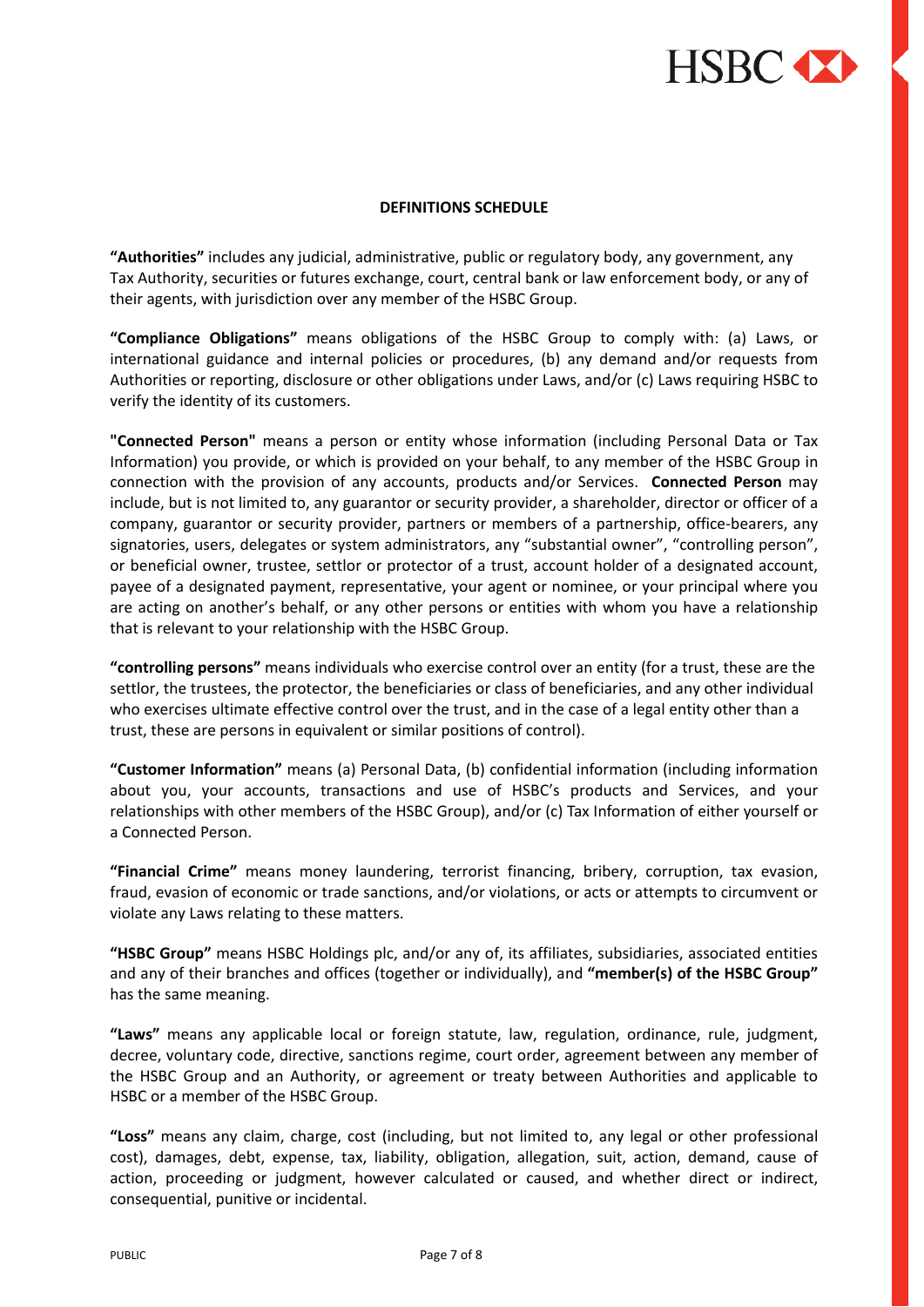## DEFINITIONS SCHEDULE

**"Authorities"** includes any judicial, administrative, public or regulatory body, any government, any Tax Authority, securities or futures exchange, court, central bank or law enforcement body, or any of their agents, with jurisdiction over any member of the HSBC Group.

**"Compliance Obligations"** means obligations of the HSBC Group to comply with: (a) Laws, or international guidance and internal policies or procedures, (b) any demand and/or requests from Authorities or reporting, disclosure or other obligations under Laws, and/or (c) Laws requiring HSBC to verify the identity of its customers.

**"Connected Person"** means a person or entity whose information (including Personal Data or Tax Information) you provide, or which is provided on your behalf, to any member of the HSBC Group in connection with the provision of any accounts, products and/or Services. **Connected Person** may include, but is not limited to, any guarantor or security provider, a shareholder, director or officer of a company, guarantor or security provider, partners or members of a partnership, office-bearers, any signatories, users, delegates or system administrators, any "substantial owner", "controlling person", or beneficial owner, trustee, settlor or protector of a trust, account holder of a designated account, payee of a designated payment, representative, your agent or nominee, or your principal where you are acting on another's behalf, or any other persons or entities with whom you have a relationship that is relevant to your relationship with the HSBC Group.

**"controlling persons"** means individuals who exercise control over an entity (for a trust, these are the settlor, the trustees, the protector, the beneficiaries or class of beneficiaries, and any other individual who exercises ultimate effective control over the trust, and in the case of a legal entity other than a trust, these are persons in equivalent or similar positions of control).

**"Customer Information"** means (a) Personal Data, (b) confidential information (including information about you, your accounts, transactions and use of HSBC's products and Services, and your relationships with other members of the HSBC Group), and/or (c) Tax Information of either yourself or a Connected Person.

**"Financial Crime"** means money laundering, terrorist financing, bribery, corruption, tax evasion, fraud, evasion of economic or trade sanctions, and/or violations, or acts or attempts to circumvent or violate any Laws relating to these matters.

**"HSBC Group"** means HSBC Holdings plc, and/or any of, its affiliates, subsidiaries, associated entities and any of their branches and offices (together or individually), and **"member(s) of the HSBC Group"** has the same meaning.

**"Laws"** means any applicable local or foreign statute, law, regulation, ordinance, rule, judgment, decree, voluntary code, directive, sanctions regime, court order, agreement between any member of the HSBC Group and an Authority, or agreement or treaty between Authorities and applicable to HSBC or a member of the HSBC Group.

**"Loss"** means any claim, charge, cost (including, but not limited to, any legal or other professional cost), damages, debt, expense, tax, liability, obligation, allegation, suit, action, demand, cause of action, proceeding or judgment, however calculated or caused, and whether direct or indirect, consequential, punitive or incidental.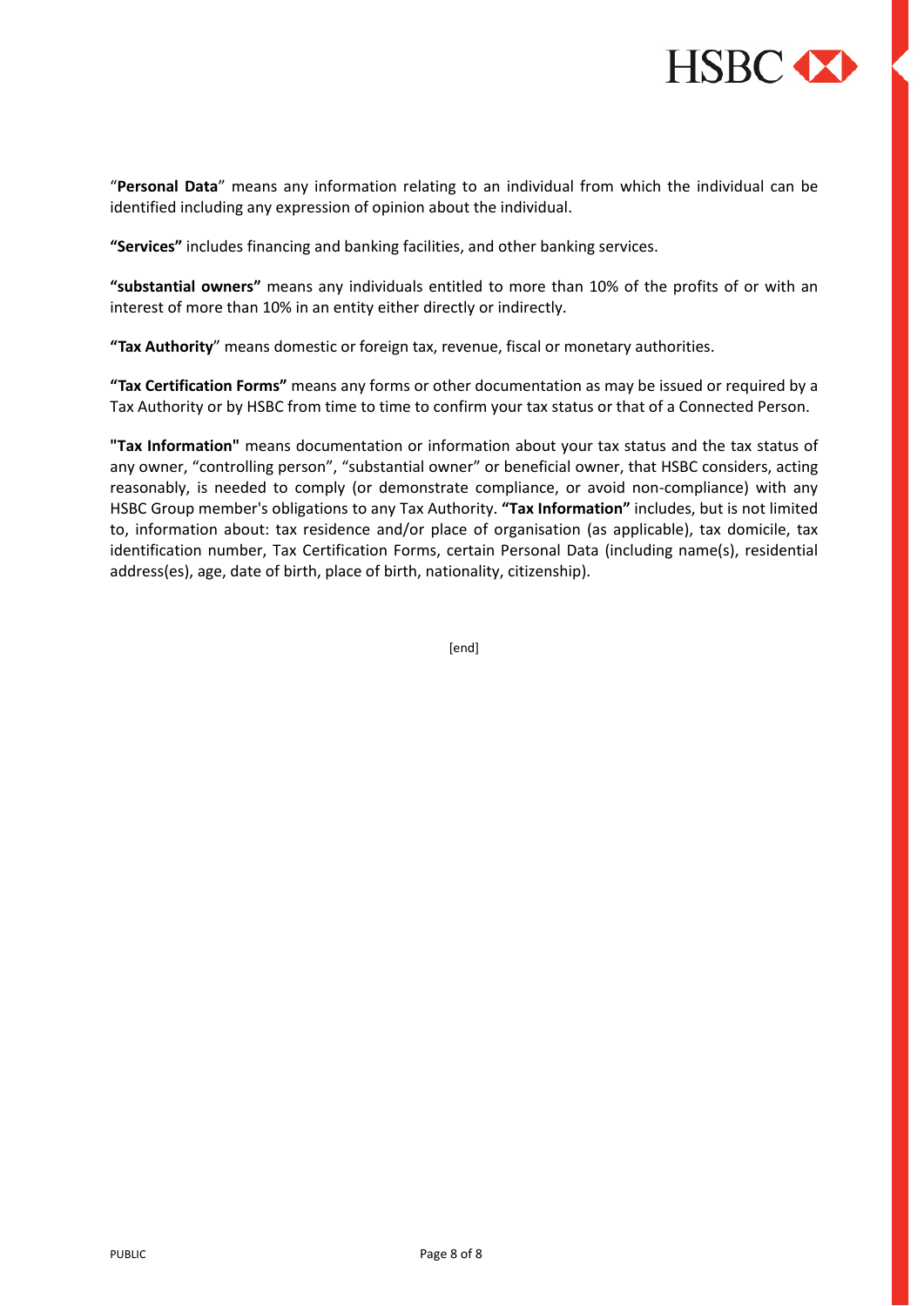"**Personal Data**" means any information relating to an individual from which the individual can be identified including any expression of opinion about the individual.

**"Services"** includes financing and banking facilities, and other banking services.

**"substantial owners"** means any individuals entitled to more than 10% of the profits of or with an interest of more than 10% in an entity either directly or indirectly.

**"Tax Authority**" means domestic or foreign tax, revenue, fiscal or monetary authorities.

**"Tax Certification Forms"** means any forms or other documentation as may be issued or required by a Tax Authority or by HSBC from time to time to confirm your tax status or that of a Connected Person.

**"Tax Information"** means documentation or information about your tax status and the tax status of any owner, "controlling person", "substantial owner" or beneficial owner, that HSBC considers, acting reasonably, is needed to comply (or demonstrate compliance, or avoid non-compliance) with any HSBC Group member's obligations to any Tax Authority. **"Tax Information"** includes, but is not limited to, information about: tax residence and/or place of organisation (as applicable), tax domicile, tax identification number, Tax Certification Forms, certain Personal Data (including name(s), residential address(es), age, date of birth, place of birth, nationality, citizenship).

[end]

PUBLIC